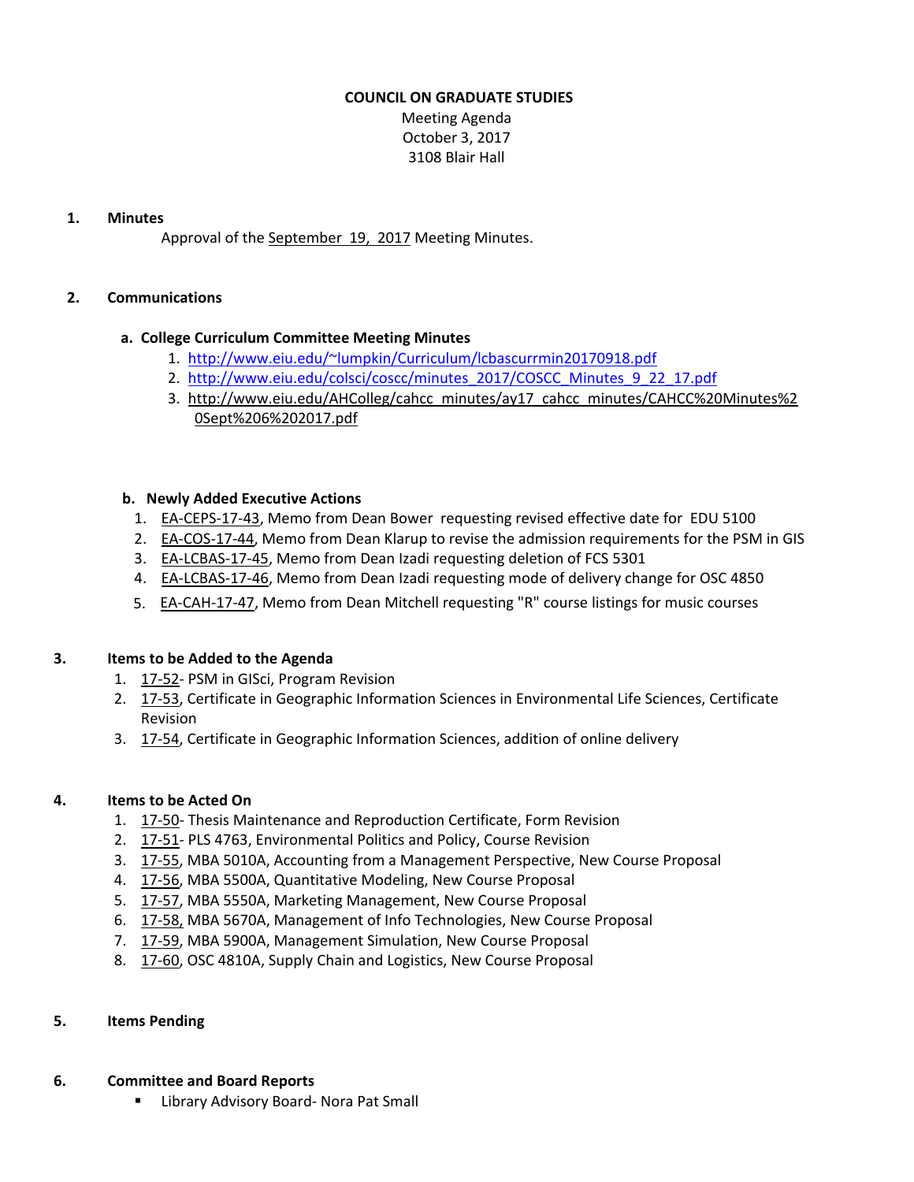# COUNCIL ON GRADUATE STUDIES

Meeting Agenda
October 3, 2017
3108 Blair Hall

**1. Minutes**

Approval of the September 19, 2017 Meeting Minutes.

**2. Communications**

**a. College Curriculum Committee Meeting Minutes**

1. http://www.eiu.edu/~lumpkin/Curriculum/lcbascurrmin20170918.pdf
2. http://www.eiu.edu/colsci/coscc/minutes_2017/COSCC_Minutes_9_22_17.pdf
3. http://www.eiu.edu/AHColleg/cahcc_minutes/ay17_cahcc_minutes/CAHCC%20Minutes%20Sept%206%202017.pdf

**b. Newly Added Executive Actions**

1. EA-CEPS-17-43, Memo from Dean Bower requesting revised effective date for EDU 5100
2. EA-COS-17-44, Memo from Dean Klarup to revise the admission requirements for the PSM in GIS
3. EA-LCBAS-17-45, Memo from Dean Izadi requesting deletion of FCS 5301
4. EA-LCBAS-17-46, Memo from Dean Izadi requesting mode of delivery change for OSC 4850
5. EA-CAH-17-47, Memo from Dean Mitchell requesting "R" course listings for music courses

**3. Items to be Added to the Agenda**

1. 17-52- PSM in GISci, Program Revision
2. 17-53, Certificate in Geographic Information Sciences in Environmental Life Sciences, Certificate Revision
3. 17-54, Certificate in Geographic Information Sciences, addition of online delivery

**4. Items to be Acted On**

1. 17-50- Thesis Maintenance and Reproduction Certificate, Form Revision
2. 17-51- PLS 4763, Environmental Politics and Policy, Course Revision
3. 17-55, MBA 5010A, Accounting from a Management Perspective, New Course Proposal
4. 17-56, MBA 5500A, Quantitative Modeling, New Course Proposal
5. 17-57, MBA 5550A, Marketing Management, New Course Proposal
6. 17-58, MBA 5670A, Management of Info Technologies, New Course Proposal
7. 17-59, MBA 5900A, Management Simulation, New Course Proposal
8. 17-60, OSC 4810A, Supply Chain and Logistics, New Course Proposal

**5. Items Pending**

**6. Committee and Board Reports**

- Library Advisory Board- Nora Pat Small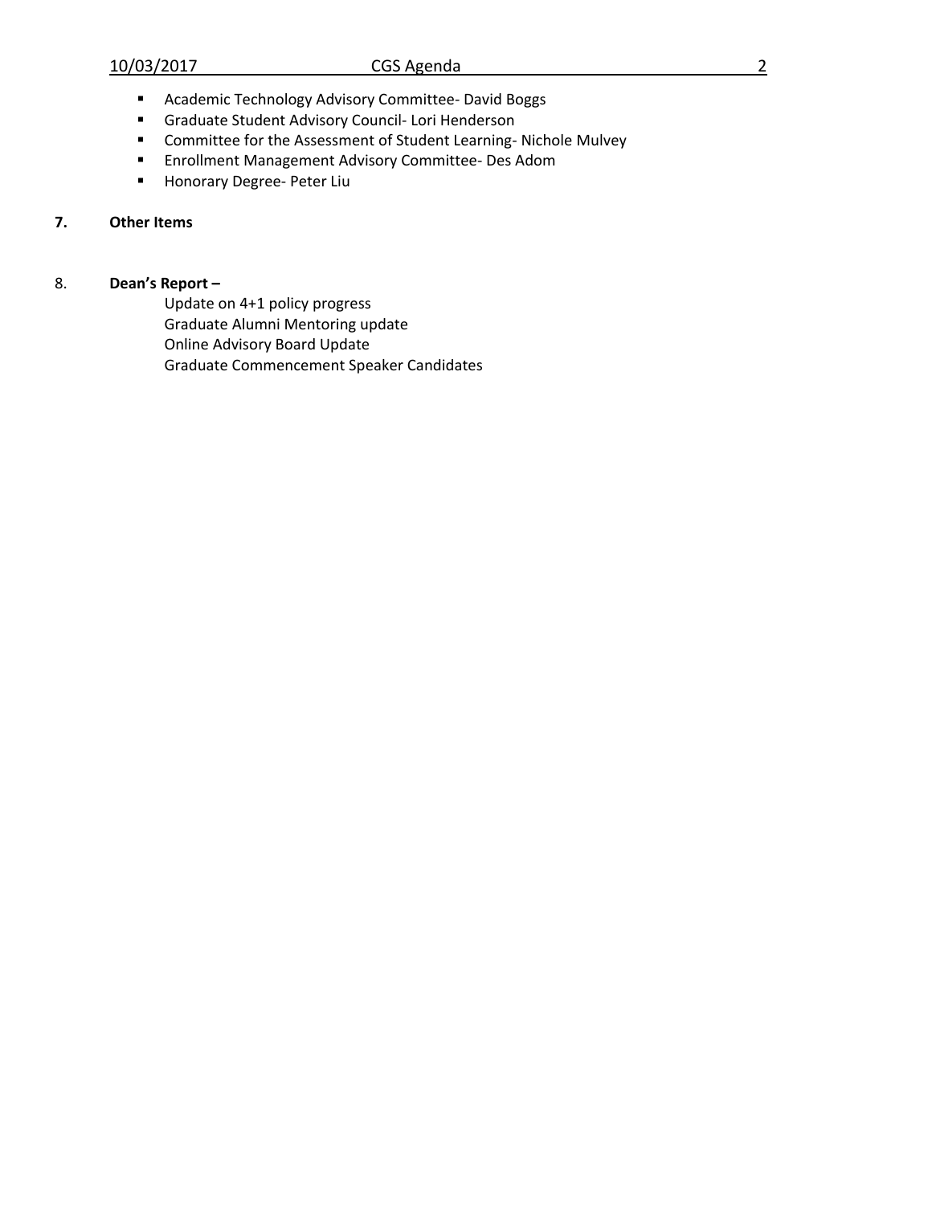- Academic Technology Advisory Committee- David Boggs
- Graduate Student Advisory Council- Lori Henderson
- Committee for the Assessment of Student Learning- Nichole Mulvey
- Enrollment Management Advisory Committee- Des Adom
- Honorary Degree- Peter Liu

**7. Other Items**

8. **Dean's Report –**

   Update on 4+1 policy progress
   Graduate Alumni Mentoring update
   Online Advisory Board Update
   Graduate Commencement Speaker Candidates